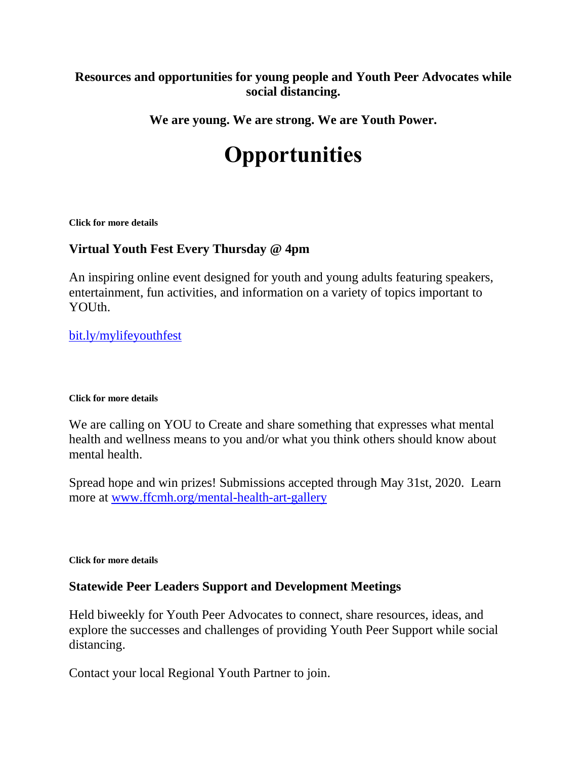**Resources and opportunities for young people and Youth Peer Advocates while social distancing.**

**We are young. We are strong. We are Youth Power.**

# Opportunities

**Click for more details**

### Virtual Youth Fest Every Thursday @ 4pm

An inspiring online event designed for youth and young adults featuring speakers, entertainment, fun activities, and information on a variety of topics important to YOUth.

bit.ly/mylifeyouthfest

**Click for more details**

We are calling on YOU to Create and share something that expresses what mental health and wellness means to you and/or what you think others should know about mental health.

Spread hope and win prizes! Submissions accepted through May 31st, 2020. Learn more at www.ffcmh.org/mental-health-art-gallery

**Click for more details**

### Statewide Peer Leaders Support and Development Meetings

Held biweekly for Youth Peer Advocates to connect, share resources, ideas, and explore the successes and challenges of providing Youth Peer Support while social distancing.

Contact your local Regional Youth Partner to join.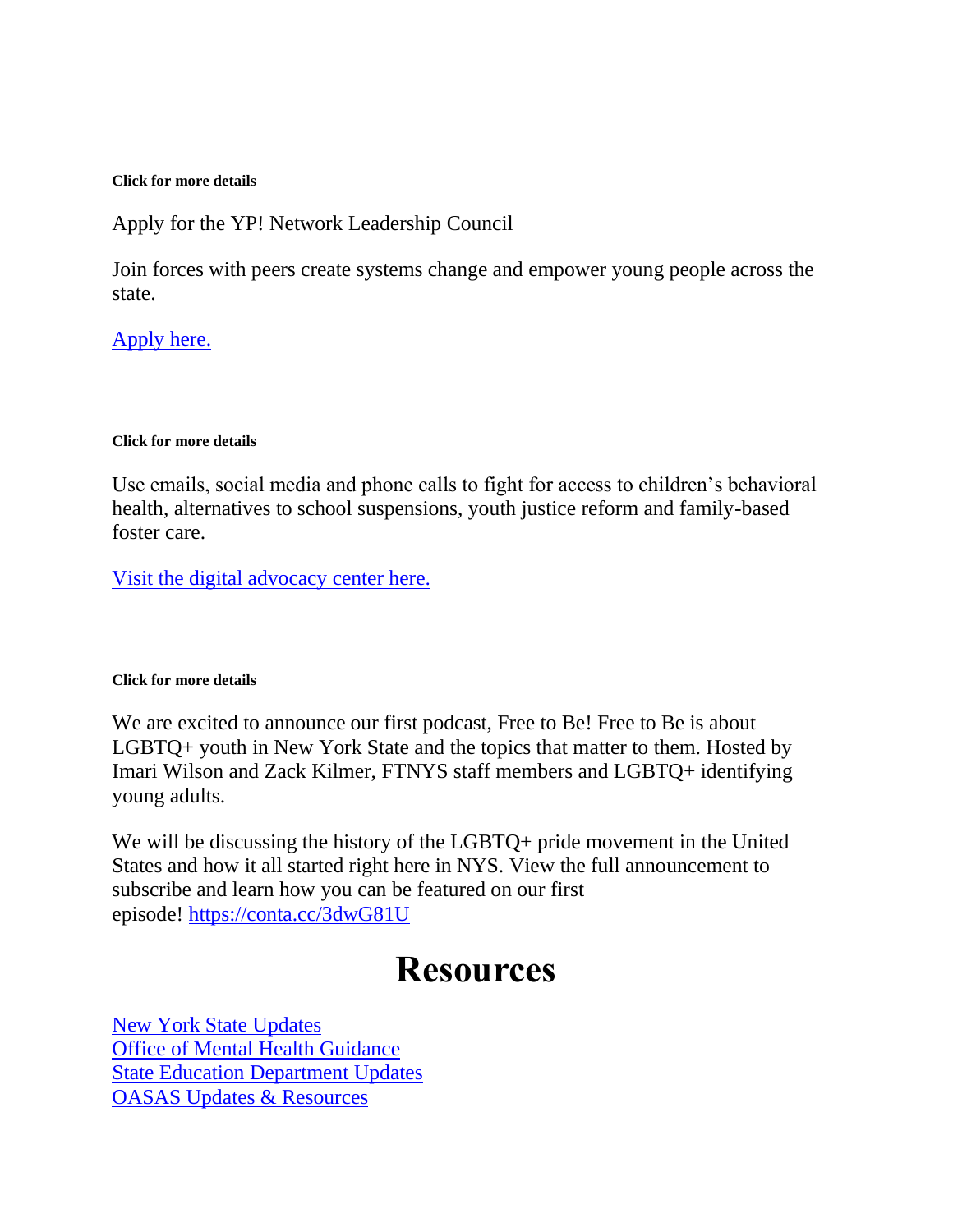**Click for more details**

Apply for the YP! Network Leadership Council

Join forces with peers create systems change and empower young people across the state.

[Apply here.]()

**Click for more details**

Use emails, social media and phone calls to fight for access to children's behavioral health, alternatives to school suspensions, youth justice reform and family-based foster care.

[Visit the digital advocacy center here.]()

**Click for more details**

We are excited to announce our first podcast, Free to Be! Free to Be is about LGBTQ+ youth in New York State and the topics that matter to them. Hosted by Imari Wilson and Zack Kilmer, FTNYS staff members and LGBTQ+ identifying young adults.

We will be discussing the history of the LGBTQ+ pride movement in the United States and how it all started right here in NYS. View the full announcement to subscribe and learn how you can be featured on our first episode! https://conta.cc/3dwG81U

# Resources

New York State Updates
Office of Mental Health Guidance
State Education Department Updates
OASAS Updates & Resources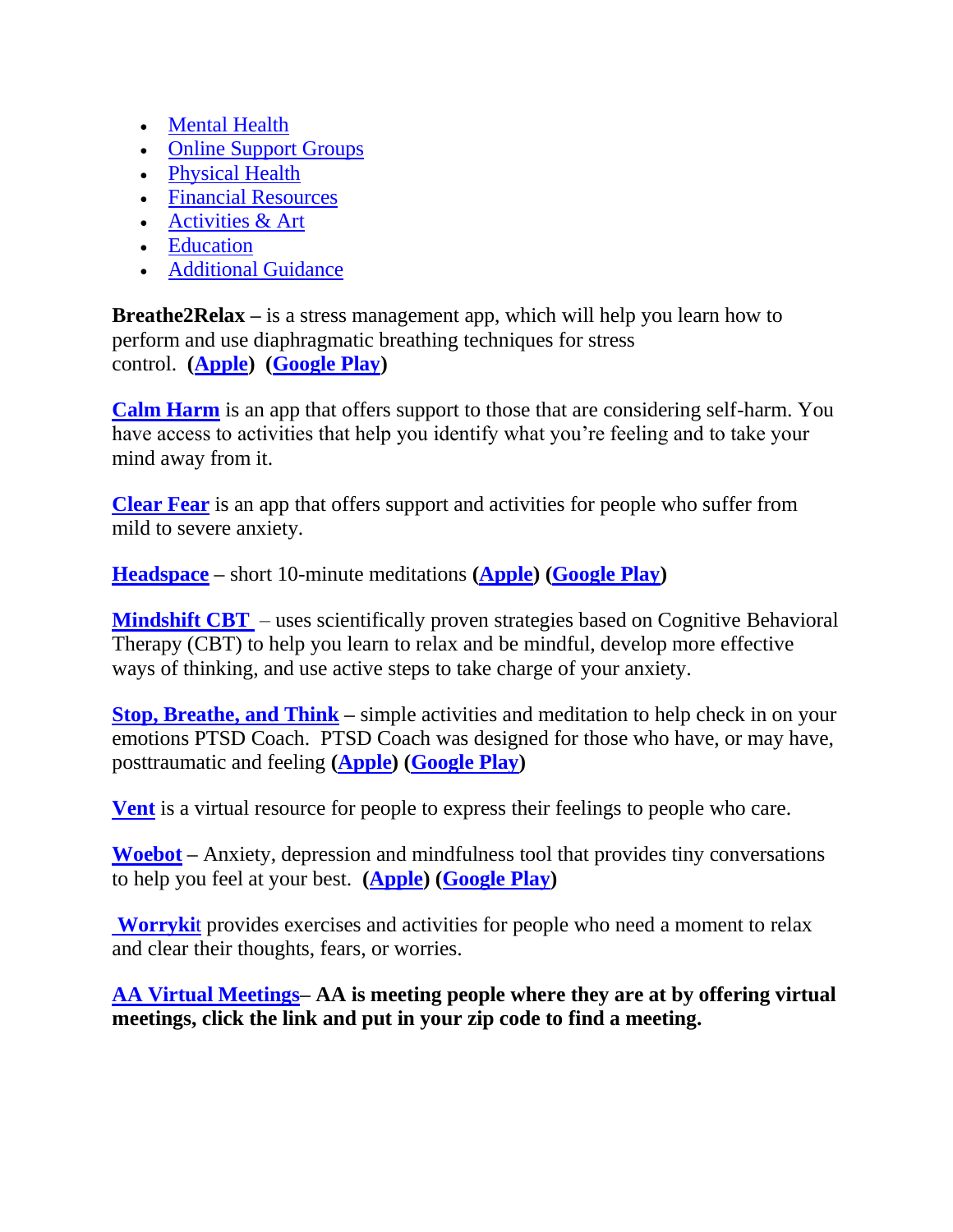- Mental Health
- Online Support Groups
- Physical Health
- Financial Resources
- Activities & Art
- Education
- Additional Guidance

**Breathe2Relax –** is a stress management app, which will help you learn how to perform and use diaphragmatic breathing techniques for stress control. **(Apple) (Google Play)**

**Calm Harm** is an app that offers support to those that are considering self-harm. You have access to activities that help you identify what you're feeling and to take your mind away from it.

**Clear Fear** is an app that offers support and activities for people who suffer from mild to severe anxiety.

**Headspace** – short 10-minute meditations **(Apple) (Google Play)**

**Mindshift CBT** – uses scientifically proven strategies based on Cognitive Behavioral Therapy (CBT) to help you learn to relax and be mindful, develop more effective ways of thinking, and use active steps to take charge of your anxiety.

**Stop, Breathe, and Think** – simple activities and meditation to help check in on your emotions PTSD Coach. PTSD Coach was designed for those who have, or may have, posttraumatic and feeling **(Apple) (Google Play)**

**Vent** is a virtual resource for people to express their feelings to people who care.

**Woebot** – Anxiety, depression and mindfulness tool that provides tiny conversations to help you feel at your best. **(Apple) (Google Play)**

**Worrykit** provides exercises and activities for people who need a moment to relax and clear their thoughts, fears, or worries.

**AA Virtual Meetings– AA is meeting people where they are at by offering virtual meetings, click the link and put in your zip code to find a meeting.**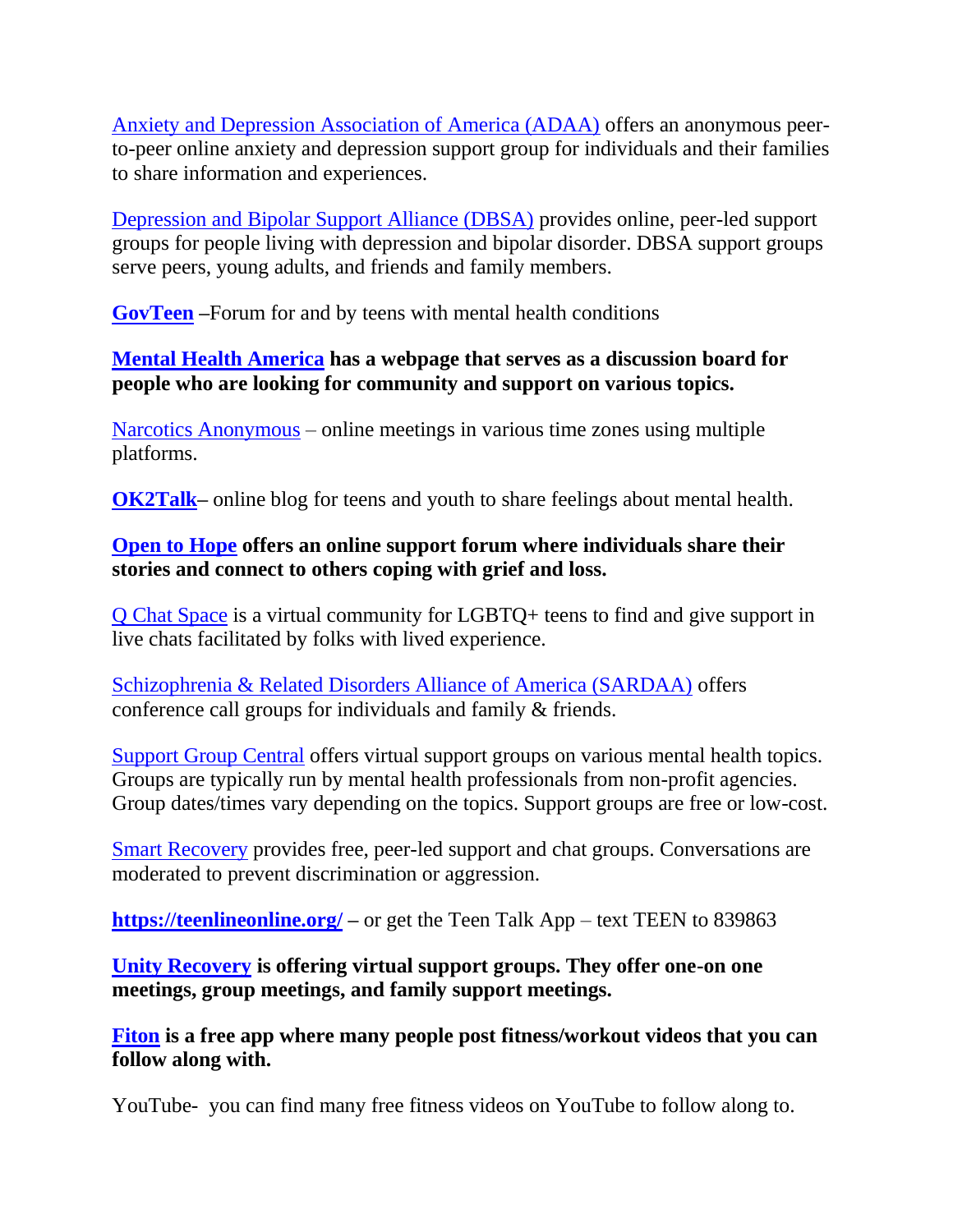Anxiety and Depression Association of America (ADAA) offers an anonymous peer-to-peer online anxiety and depression support group for individuals and their families to share information and experiences.

Depression and Bipolar Support Alliance (DBSA) provides online, peer-led support groups for people living with depression and bipolar disorder. DBSA support groups serve peers, young adults, and friends and family members.

**GovTeen** **–**Forum for and by teens with mental health conditions

**Mental Health America has a webpage that serves as a discussion board for people who are looking for community and support on various topics.**

Narcotics Anonymous – online meetings in various time zones using multiple platforms.

**OK2Talk**– online blog for teens and youth to share feelings about mental health.

**Open to Hope offers an online support forum where individuals share their stories and connect to others coping with grief and loss.**

Q Chat Space is a virtual community for LGBTQ+ teens to find and give support in live chats facilitated by folks with lived experience.

Schizophrenia & Related Disorders Alliance of America (SARDAA) offers conference call groups for individuals and family & friends.

Support Group Central offers virtual support groups on various mental health topics. Groups are typically run by mental health professionals from non-profit agencies. Group dates/times vary depending on the topics. Support groups are free or low-cost.

Smart Recovery provides free, peer-led support and chat groups. Conversations are moderated to prevent discrimination or aggression.

**https://teenlineonline.org/ –** or get the Teen Talk App – text TEEN to 839863

**Unity Recovery is offering virtual support groups. They offer one-on one meetings, group meetings, and family support meetings.**

**Fiton is a free app where many people post fitness/workout videos that you can follow along with.**

YouTube- you can find many free fitness videos on YouTube to follow along to.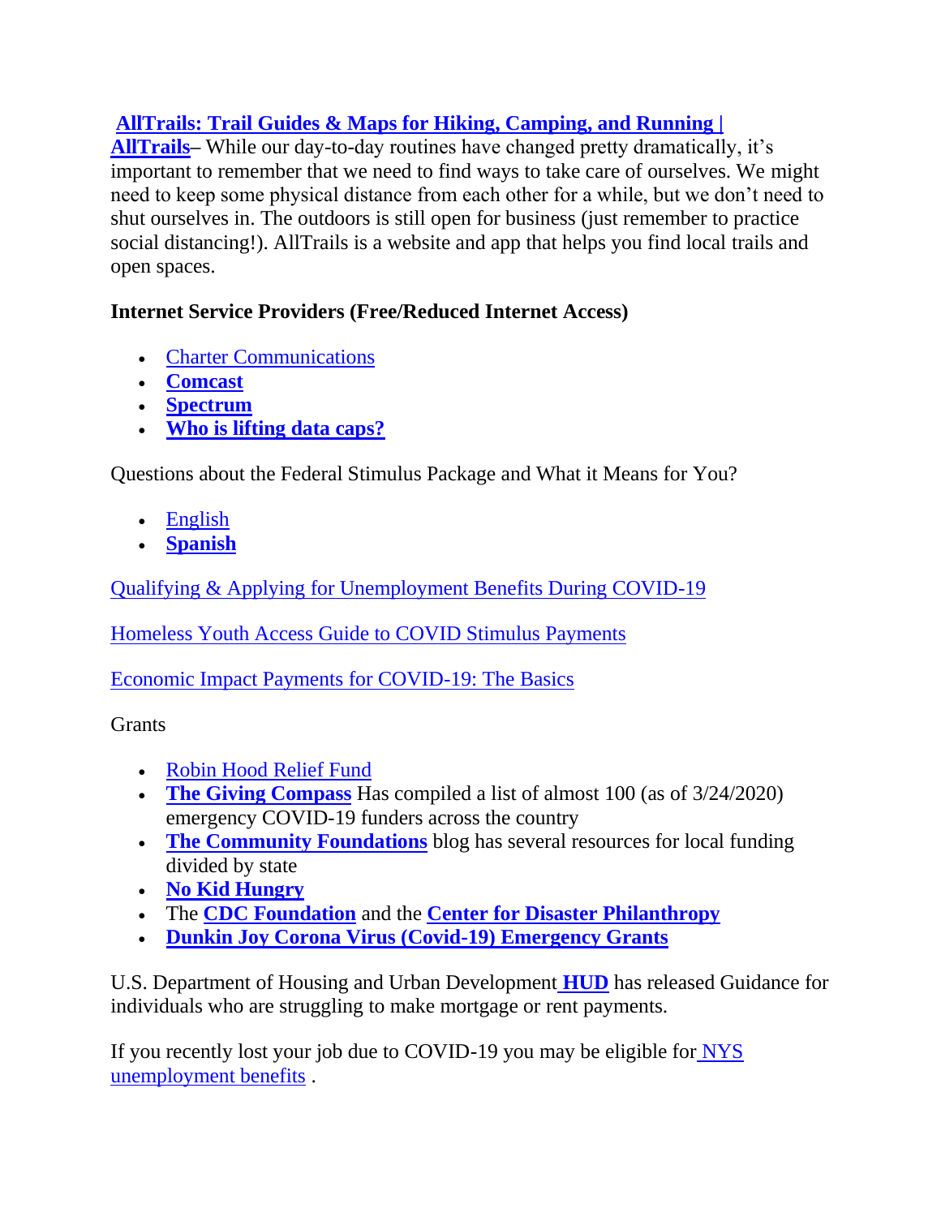**AllTrails: Trail Guides & Maps for Hiking, Camping, and Running | AllTrails**– While our day-to-day routines have changed pretty dramatically, it's important to remember that we need to find ways to take care of ourselves. We might need to keep some physical distance from each other for a while, but we don't need to shut ourselves in. The outdoors is still open for business (just remember to practice social distancing!). AllTrails is a website and app that helps you find local trails and open spaces.

**Internet Service Providers (Free/Reduced Internet Access)**

- Charter Communications
- **Comcast**
- **Spectrum**
- **Who is lifting data caps?**

Questions about the Federal Stimulus Package and What it Means for You?

- English
- **Spanish**

Qualifying & Applying for Unemployment Benefits During COVID-19

Homeless Youth Access Guide to COVID Stimulus Payments

Economic Impact Payments for COVID-19: The Basics

Grants

- Robin Hood Relief Fund
- **The Giving Compass** Has compiled a list of almost 100 (as of 3/24/2020) emergency COVID-19 funders across the country
- **The Community Foundations** blog has several resources for local funding divided by state
- **No Kid Hungry**
- The **CDC Foundation** and the **Center for Disaster Philanthropy**
- **Dunkin Joy Corona Virus (Covid-19) Emergency Grants**

U.S. Department of Housing and Urban Development **HUD** has released Guidance for individuals who are struggling to make mortgage or rent payments.

If you recently lost your job due to COVID-19 you may be eligible for NYS unemployment benefits .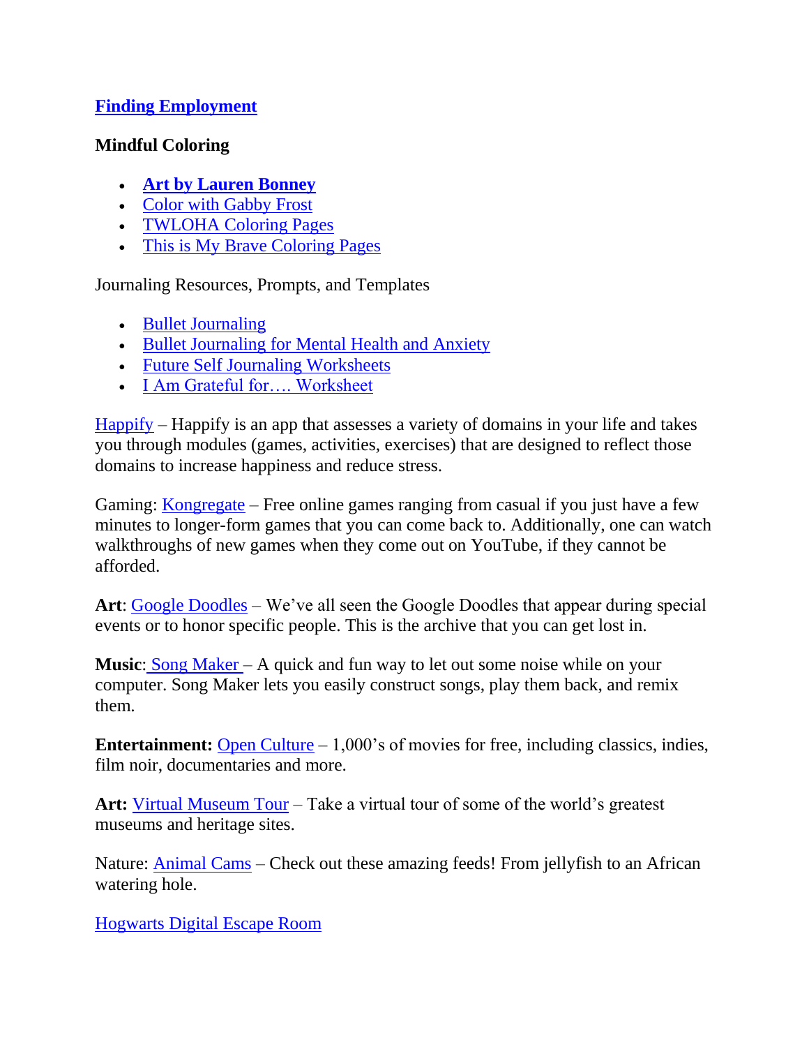**Finding Employment**

**Mindful Coloring**

- **Art by Lauren Bonney**
- Color with Gabby Frost
- TWLOHA Coloring Pages
- This is My Brave Coloring Pages

Journaling Resources, Prompts, and Templates

- Bullet Journaling
- Bullet Journaling for Mental Health and Anxiety
- Future Self Journaling Worksheets
- I Am Grateful for…. Worksheet

Happify – Happify is an app that assesses a variety of domains in your life and takes you through modules (games, activities, exercises) that are designed to reflect those domains to increase happiness and reduce stress.

Gaming: Kongregate – Free online games ranging from casual if you just have a few minutes to longer-form games that you can come back to. Additionally, one can watch walkthroughs of new games when they come out on YouTube, if they cannot be afforded.

**Art**: Google Doodles – We've all seen the Google Doodles that appear during special events or to honor specific people. This is the archive that you can get lost in.

**Music**: Song Maker – A quick and fun way to let out some noise while on your computer. Song Maker lets you easily construct songs, play them back, and remix them.

**Entertainment:** Open Culture – 1,000's of movies for free, including classics, indies, film noir, documentaries and more.

**Art:** Virtual Museum Tour – Take a virtual tour of some of the world's greatest museums and heritage sites.

Nature: Animal Cams – Check out these amazing feeds! From jellyfish to an African watering hole.

Hogwarts Digital Escape Room